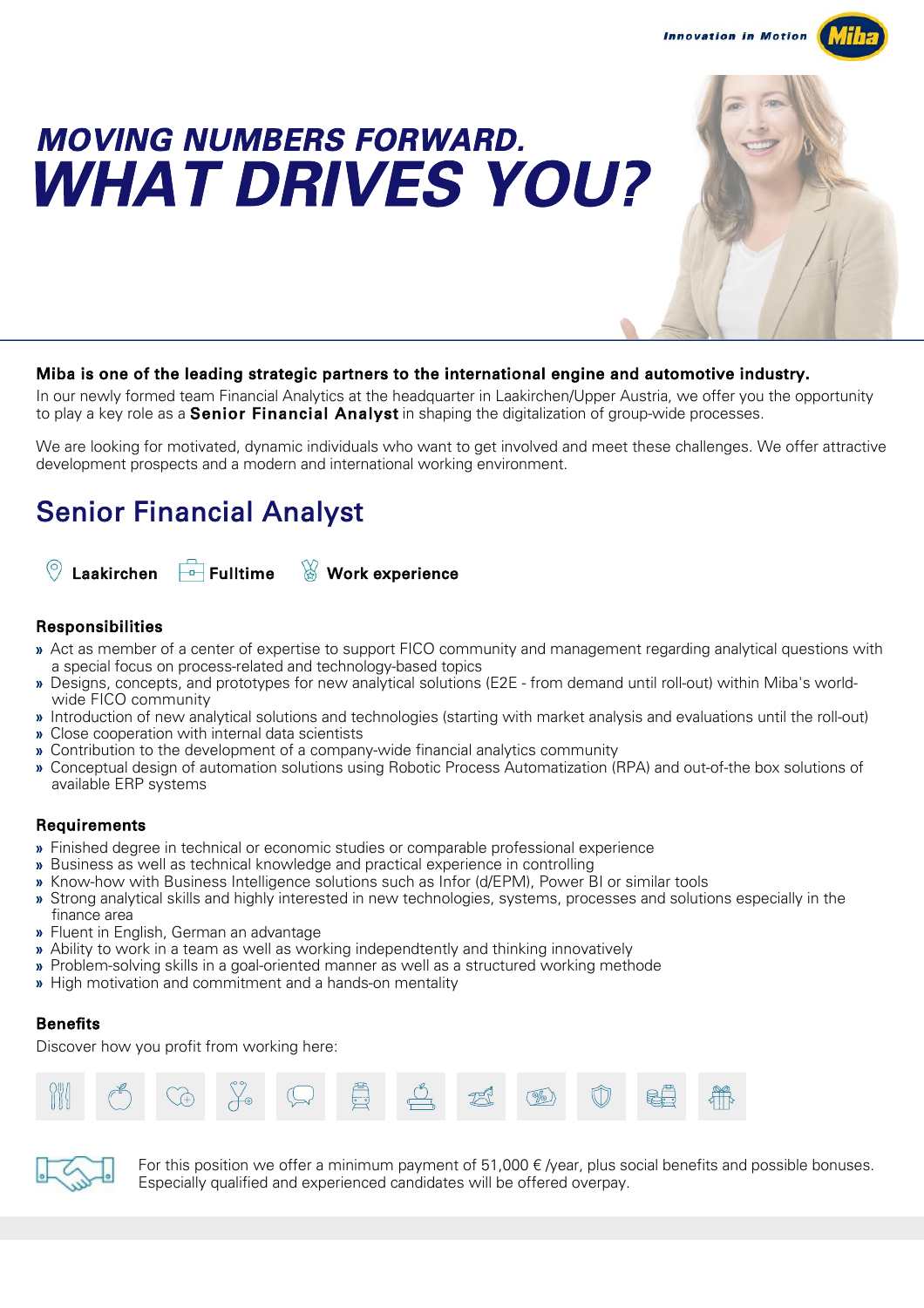Innovation in Motion

# MOVING NUMBERS FORWARD.
# WHAT DRIVES YOU?

**Miba is one of the leading strategic partners to the international engine and automotive industry.**

In our newly formed team Financial Analytics at the headquarter in Laakirchen/Upper Austria, we offer you the opportunity to play a key role as a **Senior Financial Analyst** in shaping the digitalization of group-wide processes.

We are looking for motivated, dynamic individuals who want to get involved and meet these challenges. We offer attractive development prospects and a modern and international working environment.

## Senior Financial Analyst

**Laakirchen** **Fulltime** **Work experience**

### Responsibilities

- Act as member of a center of expertise to support FICO community and management regarding analytical questions with a special focus on process-related and technology-based topics
- Designs, concepts, and prototypes for new analytical solutions (E2E - from demand until roll-out) within Miba's world-wide FICO community
- Introduction of new analytical solutions and technologies (starting with market analysis and evaluations until the roll-out)
- Close cooperation with internal data scientists
- Contribution to the development of a company-wide financial analytics community
- Conceptual design of automation solutions using Robotic Process Automatization (RPA) and out-of-the box solutions of available ERP systems

### Requirements

- Finished degree in technical or economic studies or comparable professional experience
- Business as well as technical knowledge and practical experience in controlling
- Know-how with Business Intelligence solutions such as Infor (d/EPM), Power BI or similar tools
- Strong analytical skills and highly interested in new technologies, systems, processes and solutions especially in the finance area
- Fluent in English, German an advantage
- Ability to work in a team as well as working independtently and thinking innovatively
- Problem-solving skills in a goal-oriented manner as well as a structured working methode
- High motivation and commitment and a hands-on mentality

### Benefits

Discover how you profit from working here:

For this position we offer a minimum payment of 51,000 € /year, plus social benefits and possible bonuses. Especially qualified and experienced candidates will be offered overpay.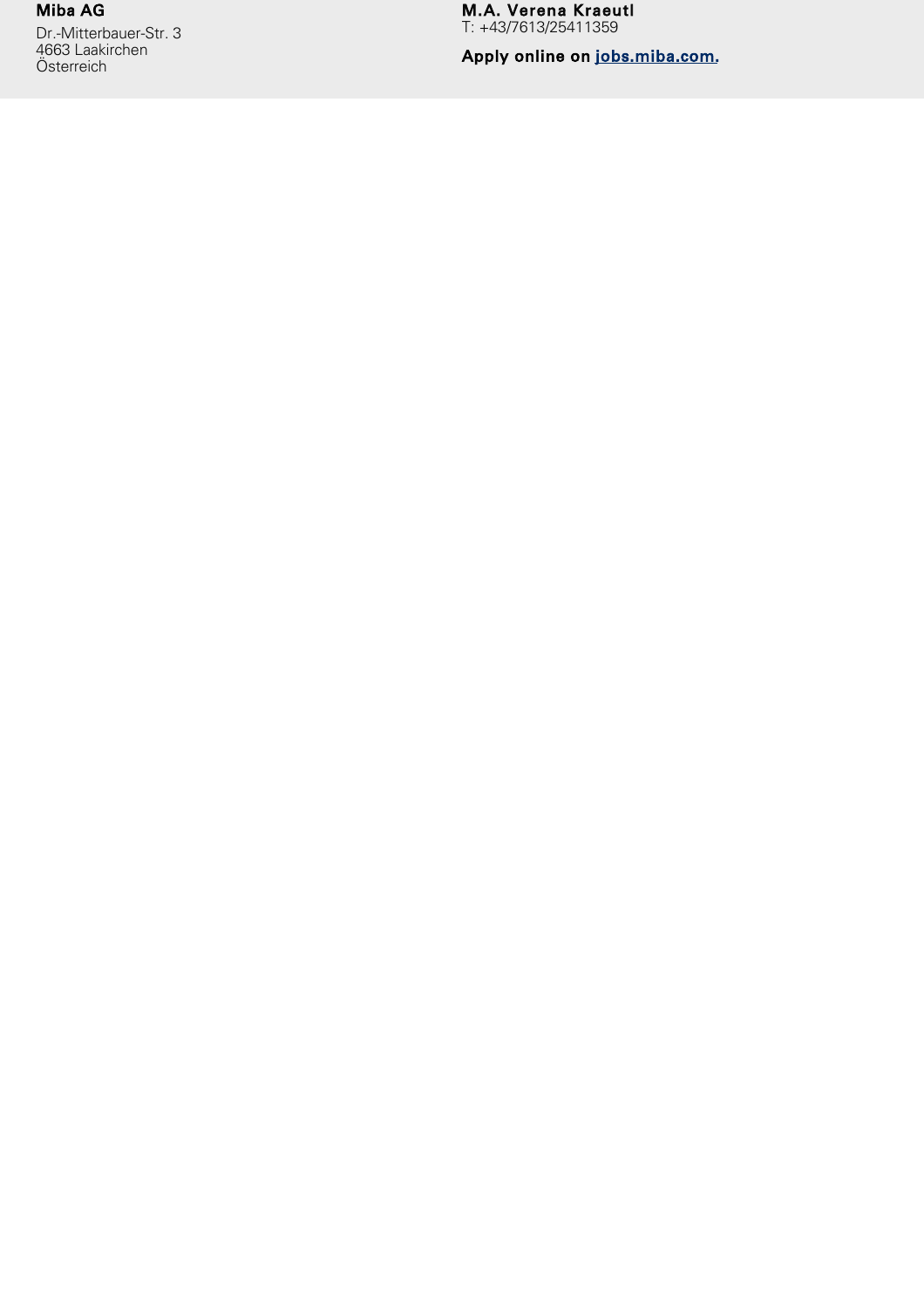**Miba AG**

Dr.-Mitterbauer-Str. 3
4663 Laakirchen
Österreich

**M.A. Verena Kraeutl**
T: +43/7613/25411359

**Apply online on [jobs.miba.com.](jobs.miba.com)**